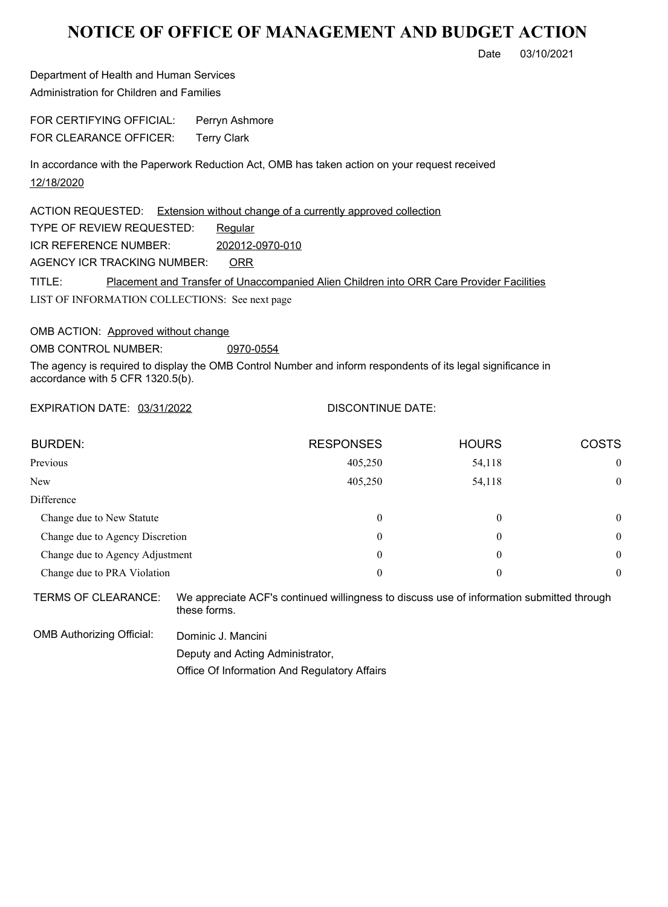# NOTICE OF OFFICE OF MANAGEMENT AND BUDGET ACTION

Date 03/10/2021

Department of Health and Human Services
Administration for Children and Families

FOR CERTIFYING OFFICIAL: Perryn Ashmore
FOR CLEARANCE OFFICER: Terry Clark

In accordance with the Paperwork Reduction Act, OMB has taken action on your request received 12/18/2020

ACTION REQUESTED: Extension without change of a currently approved collection
TYPE OF REVIEW REQUESTED: Regular
ICR REFERENCE NUMBER: 202012-0970-010
AGENCY ICR TRACKING NUMBER: ORR
TITLE: Placement and Transfer of Unaccompanied Alien Children into ORR Care Provider Facilities
LIST OF INFORMATION COLLECTIONS: See next page

OMB ACTION: Approved without change
OMB CONTROL NUMBER: 0970-0554
The agency is required to display the OMB Control Number and inform respondents of its legal significance in accordance with 5 CFR 1320.5(b).

EXPIRATION DATE: 03/31/2022 DISCONTINUE DATE:

| BURDEN: | RESPONSES | HOURS | COSTS |
|---|---|---|---|
| Previous | 405,250 | 54,118 | 0 |
| New | 405,250 | 54,118 | 0 |
| Difference | | | |
| Change due to New Statute | 0 | 0 | 0 |
| Change due to Agency Discretion | 0 | 0 | 0 |
| Change due to Agency Adjustment | 0 | 0 | 0 |
| Change due to PRA Violation | 0 | 0 | 0 |

TERMS OF CLEARANCE: We appreciate ACF's continued willingness to discuss use of information submitted through these forms.

OMB Authorizing Official: Dominic J. Mancini
Deputy and Acting Administrator,
Office Of Information And Regulatory Affairs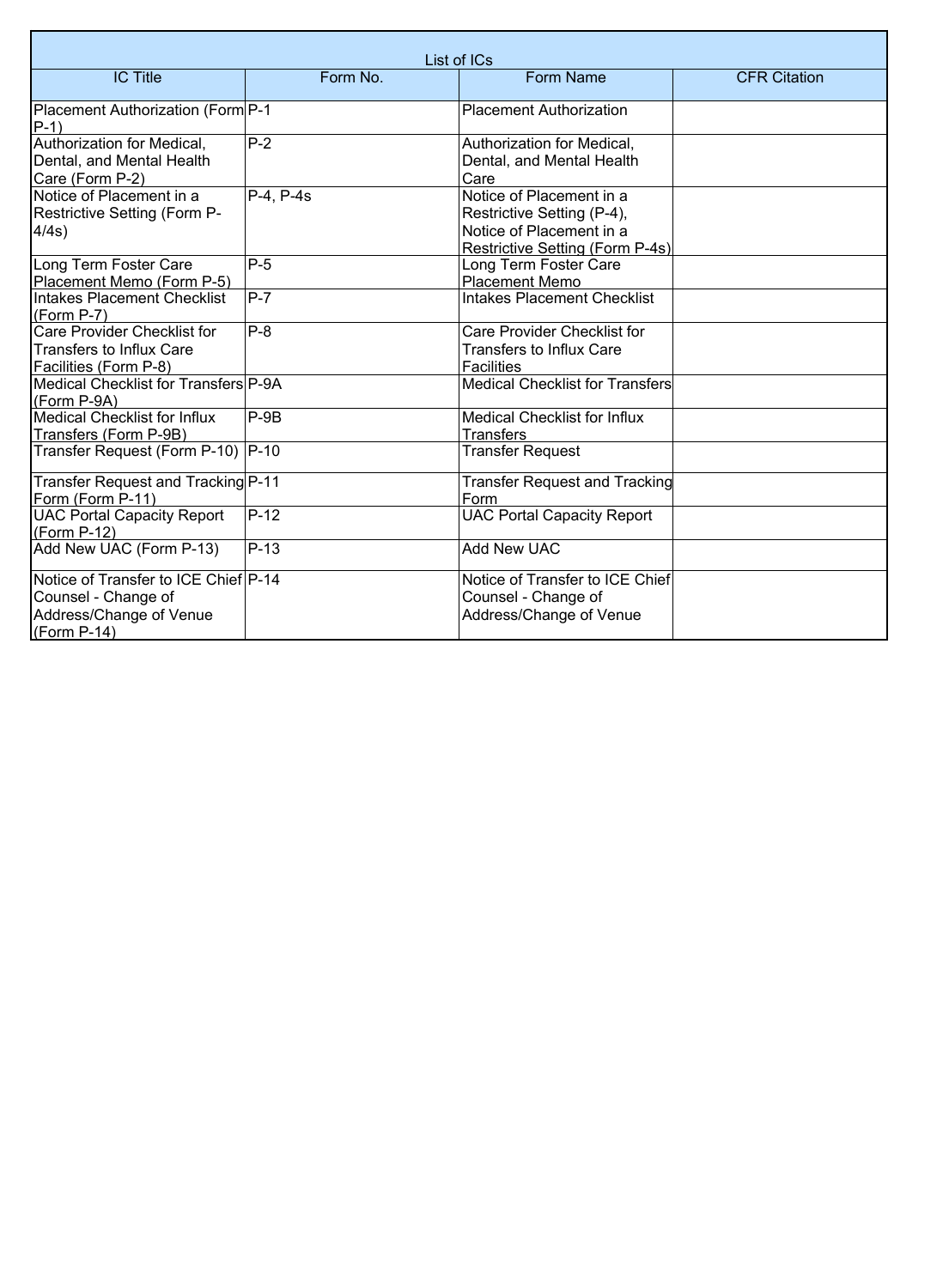| List of ICs | | | |
|---|---|---|---|
| IC Title | Form No. | Form Name | CFR Citation |
| Placement Authorization (Form P-1) | P-1 | Placement Authorization | |
| Authorization for Medical, Dental, and Mental Health Care (Form P-2) | P-2 | Authorization for Medical, Dental, and Mental Health Care | |
| Notice of Placement in a Restrictive Setting (Form P-4/4s) | P-4, P-4s | Notice of Placement in a Restrictive Setting (P-4), Notice of Placement in a Restrictive Setting (Form P-4s) | |
| Long Term Foster Care Placement Memo (Form P-5) | P-5 | Long Term Foster Care Placement Memo | |
| Intakes Placement Checklist (Form P-7) | P-7 | Intakes Placement Checklist | |
| Care Provider Checklist for Transfers to Influx Care Facilities (Form P-8) | P-8 | Care Provider Checklist for Transfers to Influx Care Facilities | |
| Medical Checklist for Transfers (Form P-9A) | P-9A | Medical Checklist for Transfers | |
| Medical Checklist for Influx Transfers (Form P-9B) | P-9B | Medical Checklist for Influx Transfers | |
| Transfer Request (Form P-10) | P-10 | Transfer Request | |
| Transfer Request and Tracking Form (Form P-11) | P-11 | Transfer Request and Tracking Form | |
| UAC Portal Capacity Report (Form P-12) | P-12 | UAC Portal Capacity Report | |
| Add New UAC (Form P-13) | P-13 | Add New UAC | |
| Notice of Transfer to ICE Chief Counsel - Change of Address/Change of Venue (Form P-14) | P-14 | Notice of Transfer to ICE Chief Counsel - Change of Address/Change of Venue | |